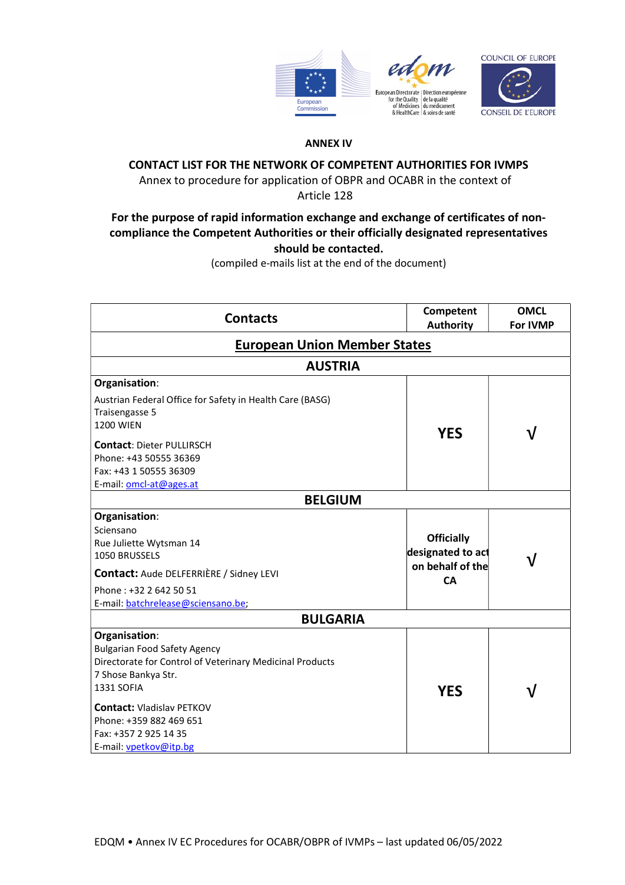**ANNEX IV**

**CONTACT LIST FOR THE NETWORK OF COMPETENT AUTHORITIES FOR IVMPS**

Annex to procedure for application of OBPR and OCABR in the context of Article 128

**For the purpose of rapid information exchange and exchange of certificates of non-compliance the Competent Authorities or their officially designated representatives should be contacted.**

(compiled e-mails list at the end of the document)

| Contacts | Competent Authority | OMCL For IVMP |
|---|---|---|
| **European Union Member States** | | |
| **AUSTRIA** | | |
| **Organisation**:<br>Austrian Federal Office for Safety in Health Care (BASG)<br>Traisengasse 5<br>1200 WIEN<br>**Contact**: Dieter PULLIRSCH<br>Phone: +43 50555 36369<br>Fax: +43 1 50555 36309<br>E-mail: omcl-at@ages.at | **YES** | √ |
| **BELGIUM** | | |
| **Organisation**:<br>Sciensano<br>Rue Juliette Wytsman 14<br>1050 BRUSSELS<br>**Contact:** Aude DELFERRIÈRE / Sidney LEVI<br>Phone : +32 2 642 50 51<br>E-mail: batchrelease@sciensano.be; | **Officially designated to act on behalf of the CA** | √ |
| **BULGARIA** | | |
| **Organisation**:<br>Bulgarian Food Safety Agency<br>Directorate for Control of Veterinary Medicinal Products<br>7 Shose Bankya Str.<br>1331 SOFIA<br>**Contact:** Vladislav PETKOV<br>Phone: +359 882 469 651<br>Fax: +357 2 925 14 35<br>E-mail: vpetkov@itp.bg | **YES** | √ |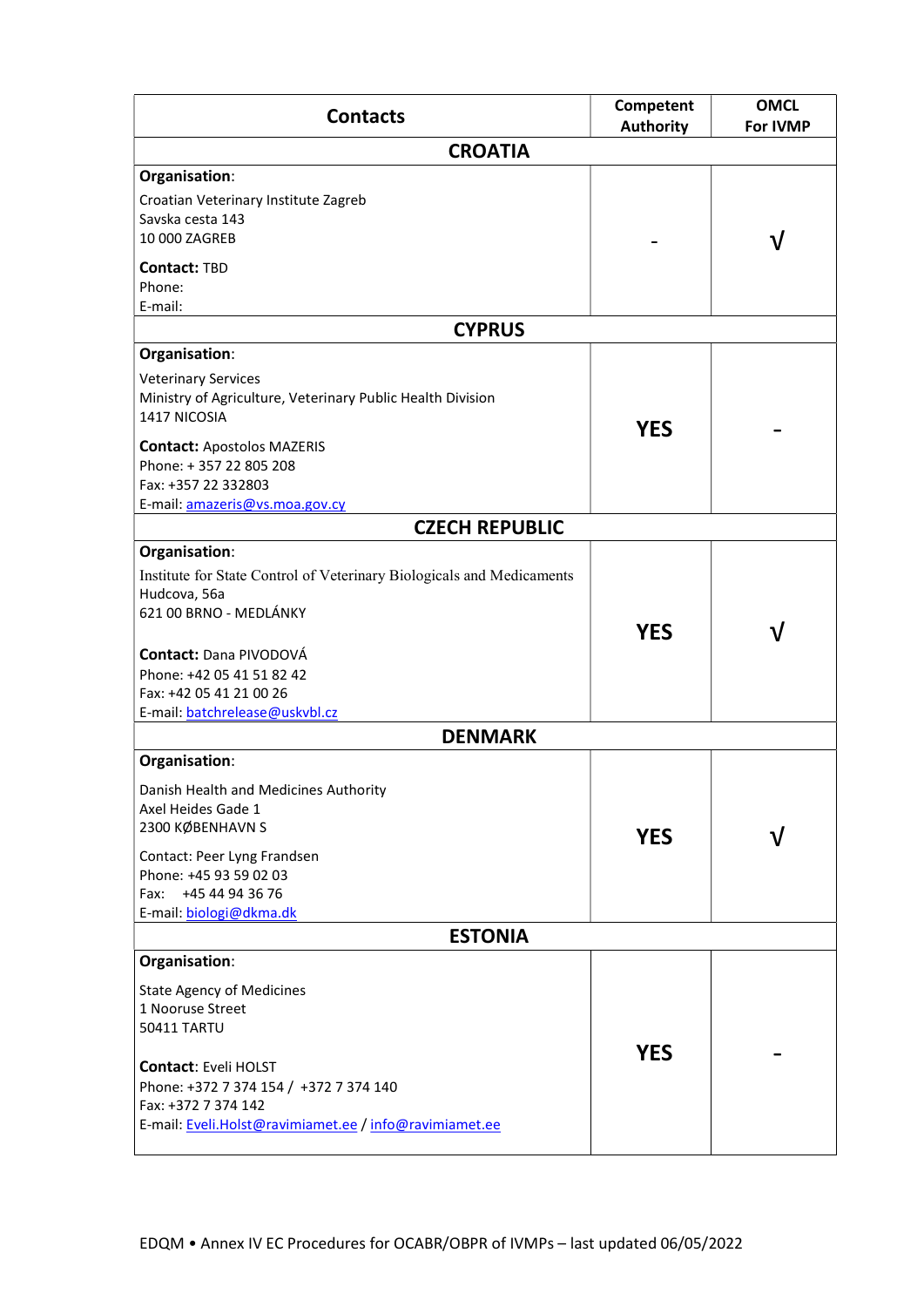| Contacts | Competent Authority | OMCL For IVMP |
|---|---|---|
| **CROATIA** | | |
| **Organisation**:<br>Croatian Veterinary Institute Zagreb<br>Savska cesta 143<br>10 000 ZAGREB<br>**Contact:** TBD<br>Phone:<br>E-mail: | - | √ |
| **CYPRUS** | | |
| **Organisation**:<br>Veterinary Services<br>Ministry of Agriculture, Veterinary Public Health Division<br>1417 NICOSIA<br>**Contact:** Apostolos MAZERIS<br>Phone: + 357 22 805 208<br>Fax: +357 22 332803<br>E-mail: amazeris@vs.moa.gov.cy | **YES** | - |
| **CZECH REPUBLIC** | | |
| **Organisation**:<br>Institute for State Control of Veterinary Biologicals and Medicaments<br>Hudcova, 56a<br>621 00 BRNO - MEDLÁNKY<br>**Contact:** Dana PIVODOVÁ<br>Phone: +42 05 41 51 82 42<br>Fax: +42 05 41 21 00 26<br>E-mail: batchrelease@uskvbl.cz | **YES** | √ |
| **DENMARK** | | |
| **Organisation**:<br>Danish Health and Medicines Authority<br>Axel Heides Gade 1<br>2300 KØBENHAVN S<br>Contact: Peer Lyng Frandsen<br>Phone: +45 93 59 02 03<br>Fax: +45 44 94 36 76<br>E-mail: biologi@dkma.dk | **YES** | √ |
| **ESTONIA** | | |
| **Organisation**:<br>State Agency of Medicines<br>1 Nooruse Street<br>50411 TARTU<br>**Contact**: Eveli HOLST<br>Phone: +372 7 374 154 / +372 7 374 140<br>Fax: +372 7 374 142<br>E-mail: Eveli.Holst@ravimiamet.ee / info@ravimiamet.ee | **YES** | - |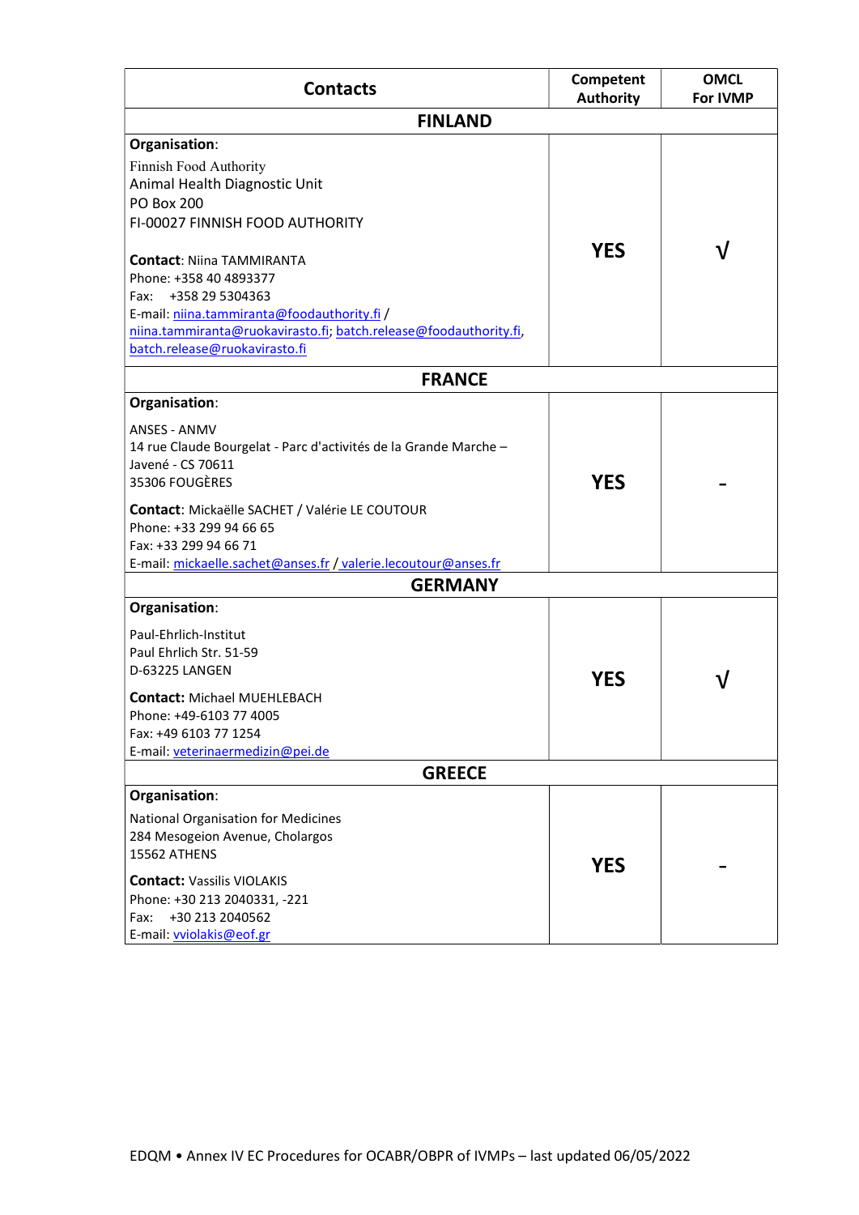| Contacts | Competent Authority | OMCL For IVMP |
|---|---|---|
| **FINLAND** | | |
| **Organisation**:<br>Finnish Food Authority<br>Animal Health Diagnostic Unit<br>PO Box 200<br>FI-00027 FINNISH FOOD AUTHORITY<br><br>**Contact**: Niina TAMMIRANTA<br>Phone: +358 40 4893377<br>Fax: +358 29 5304363<br>E-mail: niina.tammiranta@foodauthority.fi / niina.tammiranta@ruokavirasto.fi; batch.release@foodauthority.fi, batch.release@ruokavirasto.fi | **YES** | √ |
| **FRANCE** | | |
| **Organisation**:<br>ANSES - ANMV<br>14 rue Claude Bourgelat - Parc d'activités de la Grande Marche – Javené - CS 70611<br>35306 FOUGÈRES<br><br>**Contact**: Mickaëlle SACHET / Valérie LE COUTOUR<br>Phone: +33 299 94 66 65<br>Fax: +33 299 94 66 71<br>E-mail: mickaelle.sachet@anses.fr / valerie.lecoutour@anses.fr | **YES** | - |
| **GERMANY** | | |
| **Organisation**:<br>Paul-Ehrlich-Institut<br>Paul Ehrlich Str. 51-59<br>D-63225 LANGEN<br><br>**Contact:** Michael MUEHLEBACH<br>Phone: +49-6103 77 4005<br>Fax: +49 6103 77 1254<br>E-mail: veterinaermedizin@pei.de | **YES** | √ |
| **GREECE** | | |
| **Organisation**:<br>National Organisation for Medicines<br>284 Mesogeion Avenue, Cholargos<br>15562 ATHENS<br><br>**Contact:** Vassilis VIOLAKIS<br>Phone: +30 213 2040331, -221<br>Fax: +30 213 2040562<br>E-mail: vviolakis@eof.gr | **YES** | - |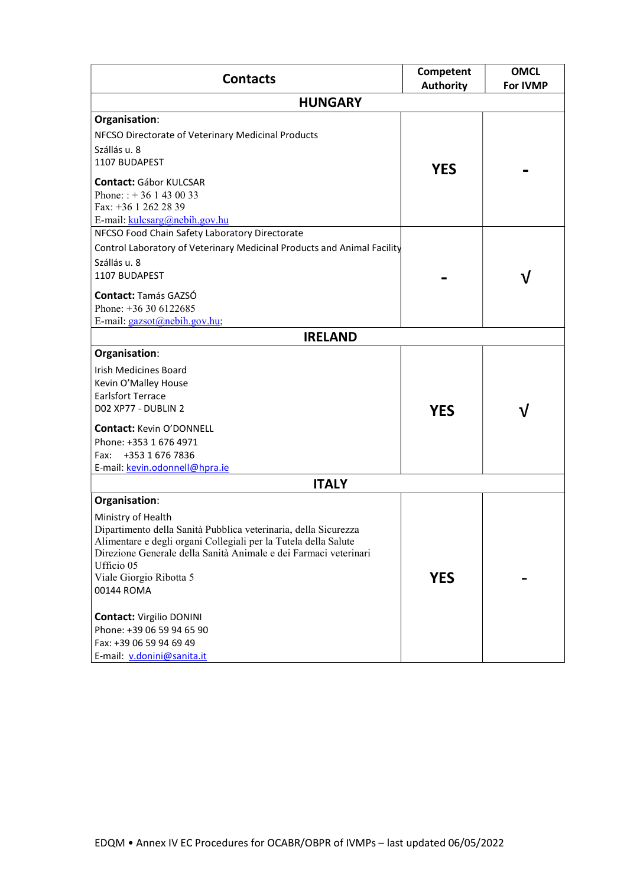| Contacts | Competent Authority | OMCL For IVMP |
|---|---|---|
| **HUNGARY** | | |
| **Organisation**:<br>NFCSO Directorate of Veterinary Medicinal Products<br>Szállás u. 8<br>1107 BUDAPEST<br>**Contact:** Gábor KULCSAR<br>Phone: : + 36 1 43 00 33<br>Fax: +36 1 262 28 39<br>E-mail: kulcsarg@nebih.gov.hu | **YES** | **-** |
| NFCSO Food Chain Safety Laboratory Directorate<br>Control Laboratory of Veterinary Medicinal Products and Animal Facility<br>Szállás u. 8<br>1107 BUDAPEST<br>**Contact:** Tamás GAZSÓ<br>Phone: +36 30 6122685<br>E-mail: gazsot@nebih.gov.hu; | **-** | √ |
| **IRELAND** | | |
| **Organisation**:<br>Irish Medicines Board<br>Kevin O'Malley House<br>Earlsfort Terrace<br>D02 XP77 - DUBLIN 2<br>**Contact:** Kevin O'DONNELL<br>Phone: +353 1 676 4971<br>Fax: +353 1 676 7836<br>E-mail: kevin.odonnell@hpra.ie | **YES** | √ |
| **ITALY** | | |
| **Organisation**:<br>Ministry of Health<br>Dipartimento della Sanità Pubblica veterinaria, della Sicurezza Alimentare e degli organi Collegiali per la Tutela della Salute<br>Direzione Generale della Sanità Animale e dei Farmaci veterinari<br>Ufficio 05<br>Viale Giorgio Ribotta 5<br>00144 ROMA<br>**Contact:** Virgilio DONINI<br>Phone: +39 06 59 94 65 90<br>Fax: +39 06 59 94 69 49<br>E-mail: v.donini@sanita.it | **YES** | **-** |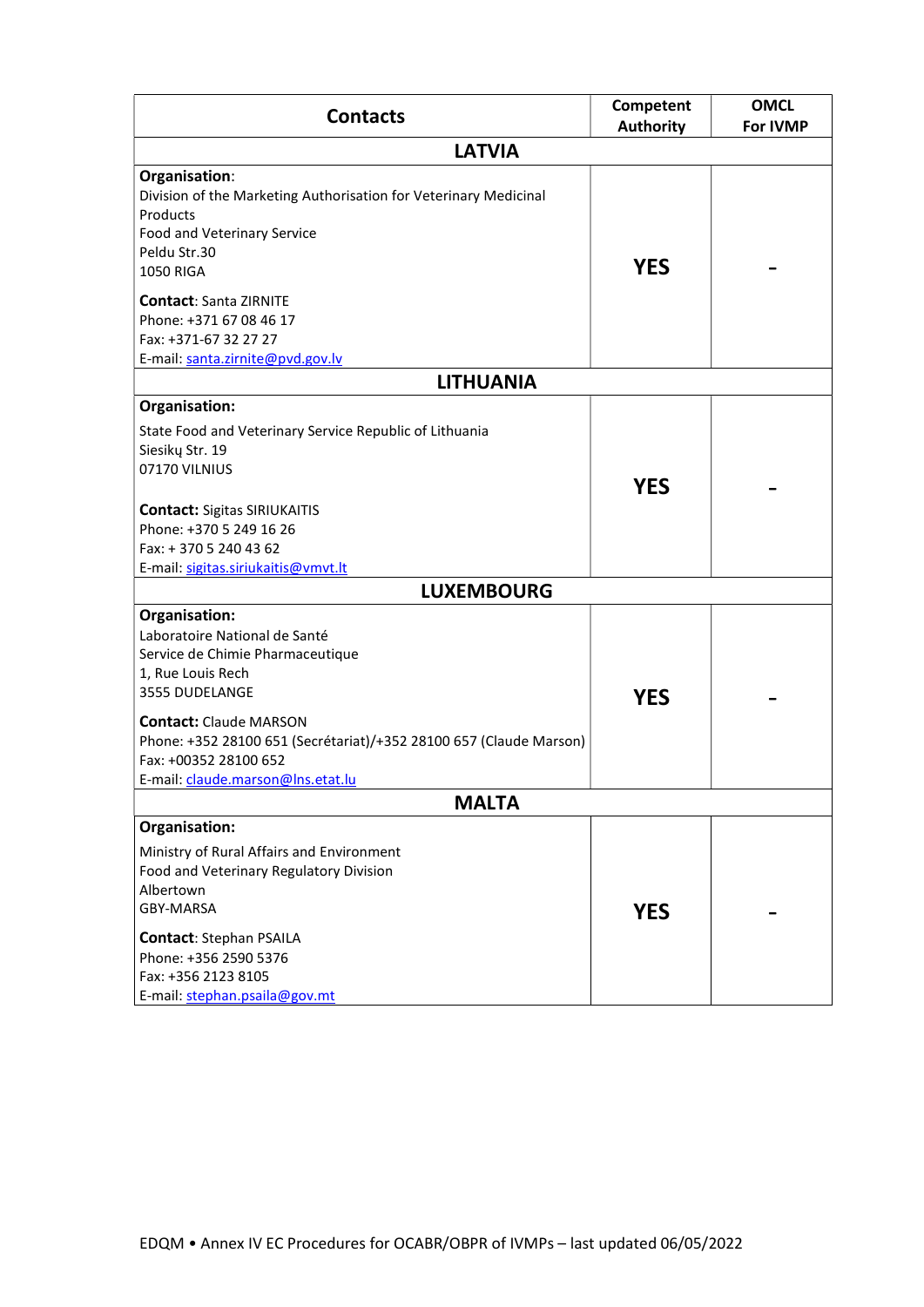| Contacts | Competent Authority | OMCL For IVMP |
|---|---|---|
| **LATVIA** | | |
| **Organisation**:<br>Division of the Marketing Authorisation for Veterinary Medicinal Products<br>Food and Veterinary Service<br>Peldu Str.30<br>1050 RIGA<br><br>**Contact**: Santa ZIRNITE<br>Phone: +371 67 08 46 17<br>Fax: +371-67 32 27 27<br>E-mail: santa.zirnite@pvd.gov.lv | **YES** | **-** |
| **LITHUANIA** | | |
| **Organisation:**<br>State Food and Veterinary Service Republic of Lithuania<br>Siesikų Str. 19<br>07170 VILNIUS<br><br>**Contact:** Sigitas SIRIUKAITIS<br>Phone: +370 5 249 16 26<br>Fax: + 370 5 240 43 62<br>E-mail: sigitas.siriukaitis@vmvt.lt | **YES** | **-** |
| **LUXEMBOURG** | | |
| **Organisation:**<br>Laboratoire National de Santé<br>Service de Chimie Pharmaceutique<br>1, Rue Louis Rech<br>3555 DUDELANGE<br><br>**Contact:** Claude MARSON<br>Phone: +352 28100 651 (Secrétariat)/+352 28100 657 (Claude Marson)<br>Fax: +00352 28100 652<br>E-mail: claude.marson@lns.etat.lu | **YES** | **-** |
| **MALTA** | | |
| **Organisation:**<br>Ministry of Rural Affairs and Environment<br>Food and Veterinary Regulatory Division<br>Albertown<br>GBY-MARSA<br><br>**Contact**: Stephan PSAILA<br>Phone: +356 2590 5376<br>Fax: +356 2123 8105<br>E-mail: stephan.psaila@gov.mt | **YES** | **-** |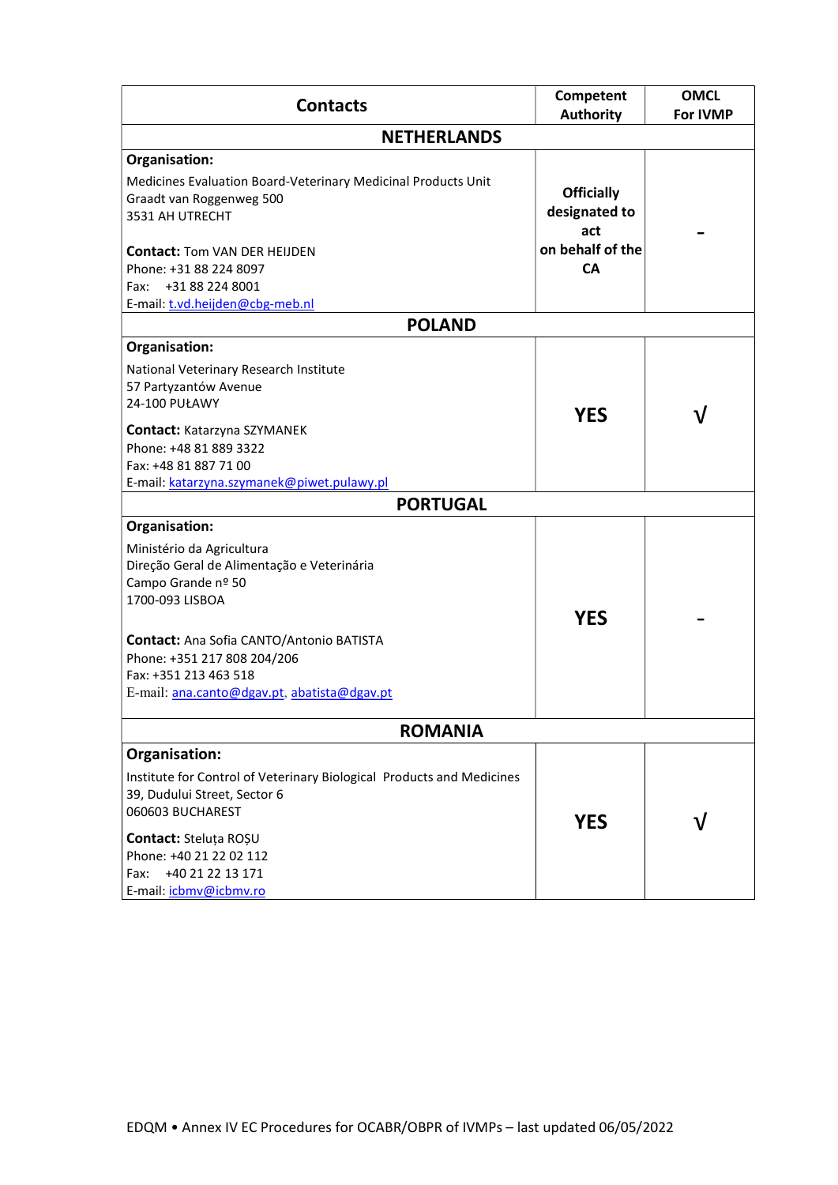| Contacts | Competent Authority | OMCL For IVMP |
|---|---|---|
| **NETHERLANDS** | | |
| **Organisation:**<br>Medicines Evaluation Board-Veterinary Medicinal Products Unit<br>Graadt van Roggenweg 500<br>3531 AH UTRECHT<br><br>**Contact:** Tom VAN DER HEIJDEN<br>Phone: +31 88 224 8097<br>Fax: +31 88 224 8001<br>E-mail: t.vd.heijden@cbg-meb.nl | **Officially designated to act on behalf of the CA** | **-** |
| **POLAND** | | |
| **Organisation:**<br>National Veterinary Research Institute<br>57 Partyzantów Avenue<br>24-100 PUŁAWY<br><br>**Contact:** Katarzyna SZYMANEK<br>Phone: +48 81 889 3322<br>Fax: +48 81 887 71 00<br>E-mail: katarzyna.szymanek@piwet.pulawy.pl | **YES** | **√** |
| **PORTUGAL** | | |
| **Organisation:**<br>Ministério da Agricultura<br>Direção Geral de Alimentação e Veterinária<br>Campo Grande nº 50<br>1700-093 LISBOA<br><br>**Contact:** Ana Sofia CANTO/Antonio BATISTA<br>Phone: +351 217 808 204/206<br>Fax: +351 213 463 518<br>E-mail: ana.canto@dgav.pt, abatista@dgav.pt | **YES** | **-** |
| **ROMANIA** | | |
| **Organisation:**<br>Institute for Control of Veterinary Biological Products and Medicines<br>39, Dudului Street, Sector 6<br>060603 BUCHAREST<br><br>**Contact:** Steluța ROȘU<br>Phone: +40 21 22 02 112<br>Fax: +40 21 22 13 171<br>E-mail: icbmv@icbmv.ro | **YES** | **√** |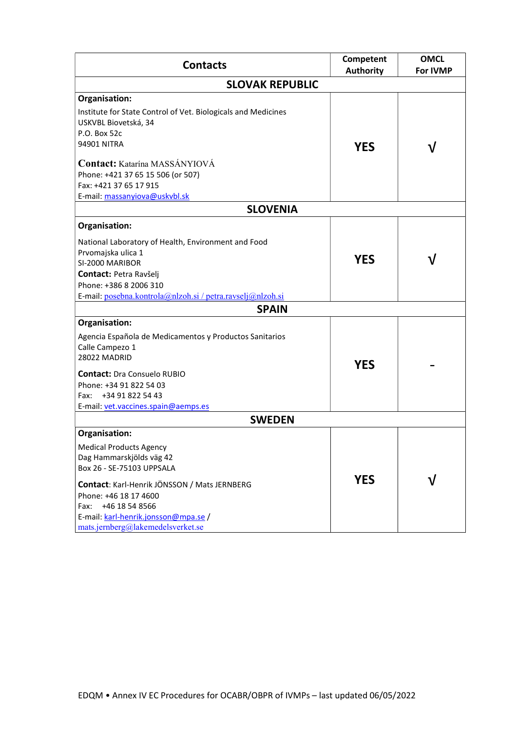| Contacts | Competent Authority | OMCL For IVMP |
|---|---|---|
| **SLOVAK REPUBLIC** | | |
| **Organisation:**<br>Institute for State Control of Vet. Biologicals and Medicines<br>USKVBL Biovetská, 34<br>P.O. Box 52c<br>94901 NITRA<br><br>**Contact:** Katarína MASSÁNYIOVÁ<br>Phone: +421 37 65 15 506 (or 507)<br>Fax: +421 37 65 17 915<br>E-mail: massanyiova@uskvbl.sk | **YES** | **√** |
| **SLOVENIA** | | |
| **Organisation:**<br>National Laboratory of Health, Environment and Food<br>Prvomajska ulica 1<br>SI-2000 MARIBOR<br>**Contact:** Petra Ravšelj<br>Phone: +386 8 2006 310<br>E-mail: posebna.kontrola@nlzoh.si / petra.ravselj@nlzoh.si | **YES** | **√** |
| **SPAIN** | | |
| **Organisation:**<br>Agencia Española de Medicamentos y Productos Sanitarios<br>Calle Campezo 1<br>28022 MADRID<br><br>**Contact:** Dra Consuelo RUBIO<br>Phone: +34 91 822 54 03<br>Fax: +34 91 822 54 43<br>E-mail: vet.vaccines.spain@aemps.es | **YES** | **-** |
| **SWEDEN** | | |
| **Organisation:**<br>Medical Products Agency<br>Dag Hammarskjölds väg 42<br>Box 26 - SE-75103 UPPSALA<br><br>**Contact**: Karl-Henrik JÖNSSON / Mats JERNBERG<br>Phone: +46 18 17 4600<br>Fax: +46 18 54 8566<br>E-mail: karl-henrik.jonsson@mpa.se / mats.jernberg@lakemedelsverket.se | **YES** | **√** |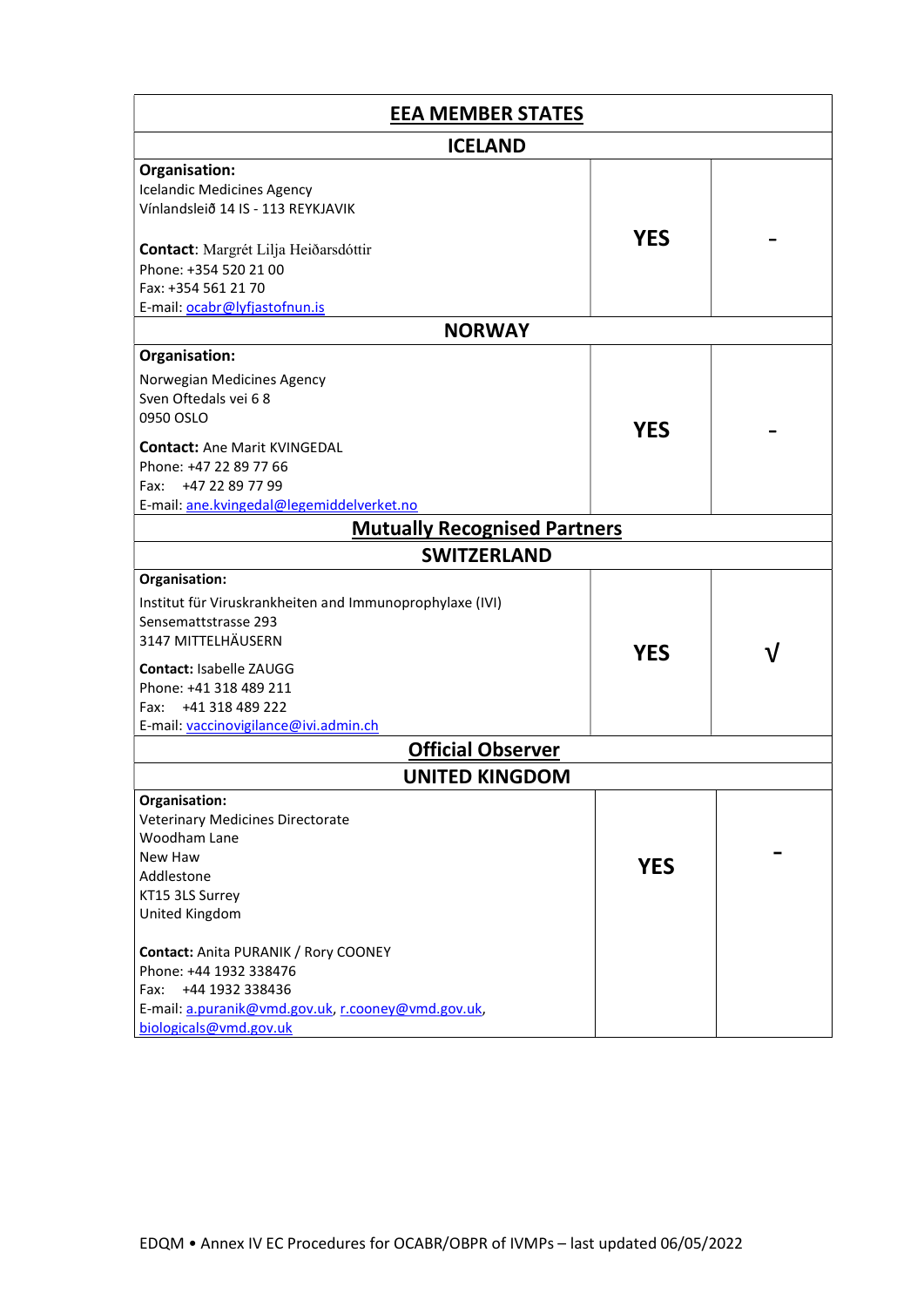| EEA MEMBER STATES | | |
|---|---|---|
| **ICELAND** | | |
| **Organisation:**<br>Icelandic Medicines Agency<br>Vínlandsleið 14 IS - 113 REYKJAVIK<br><br>**Contact**: Margrét Lilja Heiðarsdóttir<br>Phone: +354 520 21 00<br>Fax: +354 561 21 70<br>E-mail: ocabr@lyfjastofnun.is | **YES** | - |
| **NORWAY** | | |
| **Organisation:**<br>Norwegian Medicines Agency<br>Sven Oftedals vei 6 8<br>0950 OSLO<br><br>**Contact:** Ane Marit KVINGEDAL<br>Phone: +47 22 89 77 66<br>Fax: +47 22 89 77 99<br>E-mail: ane.kvingedal@legemiddelverket.no | **YES** | - |
| **Mutually Recognised Partners** | | |
| **SWITZERLAND** | | |
| **Organisation:**<br>Institut für Viruskrankheiten and Immunoprophylaxe (IVI)<br>Sensemattstrasse 293<br>3147 MITTELHÄUSERN<br><br>**Contact:** Isabelle ZAUGG<br>Phone: +41 318 489 211<br>Fax: +41 318 489 222<br>E-mail: vaccinovigilance@ivi.admin.ch | **YES** | √ |
| **Official Observer** | | |
| **UNITED KINGDOM** | | |
| **Organisation:**<br>Veterinary Medicines Directorate<br>Woodham Lane<br>New Haw<br>Addlestone<br>KT15 3LS Surrey<br>United Kingdom<br><br>**Contact:** Anita PURANIK / Rory COONEY<br>Phone: +44 1932 338476<br>Fax: +44 1932 338436<br>E-mail: a.puranik@vmd.gov.uk, r.cooney@vmd.gov.uk, biologicals@vmd.gov.uk | **YES** | - |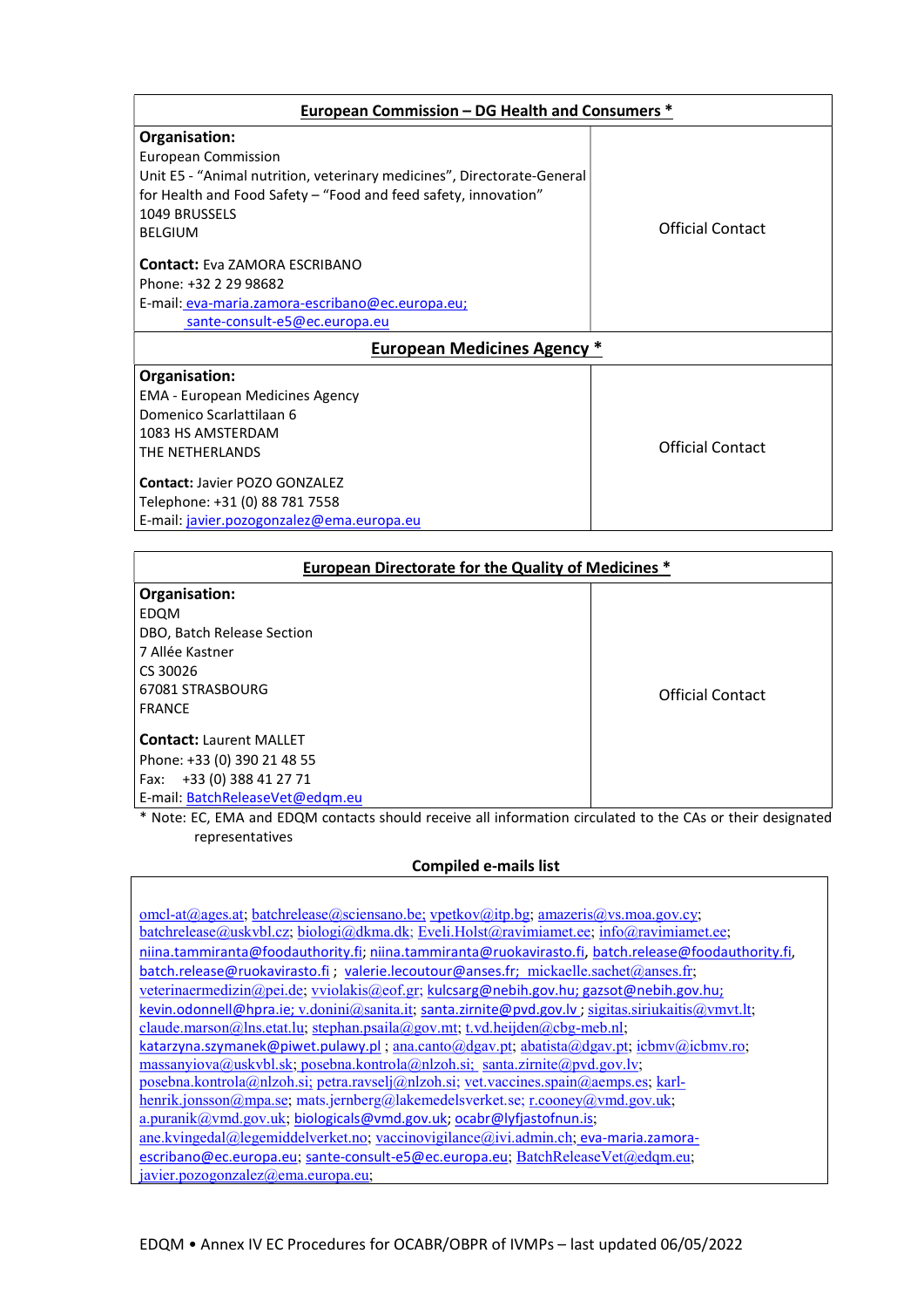| European Commission – DG Health and Consumers * | |
|---|---|
| **Organisation:**<br>European Commission<br>Unit E5 - "Animal nutrition, veterinary medicines", Directorate-General for Health and Food Safety – "Food and feed safety, innovation"<br>1049 BRUSSELS<br>BELGIUM<br><br>**Contact:** Eva ZAMORA ESCRIBANO<br>Phone: +32 2 29 98682<br>E-mail: eva-maria.zamora-escribano@ec.europa.eu;<br>sante-consult-e5@ec.europa.eu | Official Contact |

| European Medicines Agency * | |
|---|---|
| **Organisation:**<br>EMA - European Medicines Agency<br>Domenico Scarlattilaan 6<br>1083 HS AMSTERDAM<br>THE NETHERLANDS<br><br>**Contact:** Javier POZO GONZALEZ<br>Telephone: +31 (0) 88 781 7558<br>E-mail: javier.pozogonzalez@ema.europa.eu | Official Contact |

| European Directorate for the Quality of Medicines * | |
|---|---|
| **Organisation:**<br>EDQM<br>DBO, Batch Release Section<br>7 Allée Kastner<br>CS 30026<br>67081 STRASBOURG<br>FRANCE<br><br>**Contact:** Laurent MALLET<br>Phone: +33 (0) 390 21 48 55<br>Fax: +33 (0) 388 41 27 71<br>E-mail: BatchReleaseVet@edqm.eu | Official Contact |

\* Note: EC, EMA and EDQM contacts should receive all information circulated to the CAs or their designated representatives

**Compiled e-mails list**

omcl-at@ages.at; batchrelease@sciensano.be; vpetkov@itp.bg; amazeris@vs.moa.gov.cy; batchrelease@uskvbl.cz; biologi@dkma.dk; Eveli.Holst@ravimiamet.ee; info@ravimiamet.ee; niina.tammiranta@foodauthority.fi; niina.tammiranta@ruokavirasto.fi, batch.release@foodauthority.fi, batch.release@ruokavirasto.fi ; valerie.lecoutour@anses.fr; mickaelle.sachet@anses.fr; veterinaermedizin@pei.de; vviolakis@eof.gr; kulcsarg@nebih.gov.hu; gazsot@nebih.gov.hu; kevin.odonnell@hpra.ie; v.donini@sanita.it; santa.zirnite@pvd.gov.lv ; sigitas.siriukaitis@vmvt.lt; claude.marson@lns.etat.lu; stephan.psaila@gov.mt; t.vd.heijden@cbg-meb.nl; katarzyna.szymanek@piwet.pulawy.pl ; ana.canto@dgav.pt; abatista@dgav.pt; icbmv@icbmv.ro; massanyiova@uskvbl.sk; posebna.kontrola@nlzoh.si; santa.zirnite@pvd.gov.lv; posebna.kontrola@nlzoh.si; petra.ravselj@nlzoh.si; vet.vaccines.spain@aemps.es; karl-henrik.jonsson@mpa.se; mats.jernberg@lakemedelsverket.se; r.cooney@vmd.gov.uk; a.puranik@vmd.gov.uk; biologicals@vmd.gov.uk; ocabr@lyfjastofnun.is; ane.kvingedal@legemiddelverket.no; vaccinovigilance@ivi.admin.ch; eva-maria.zamora-escribano@ec.europa.eu; sante-consult-e5@ec.europa.eu; BatchReleaseVet@edqm.eu; javier.pozogonzalez@ema.europa.eu;